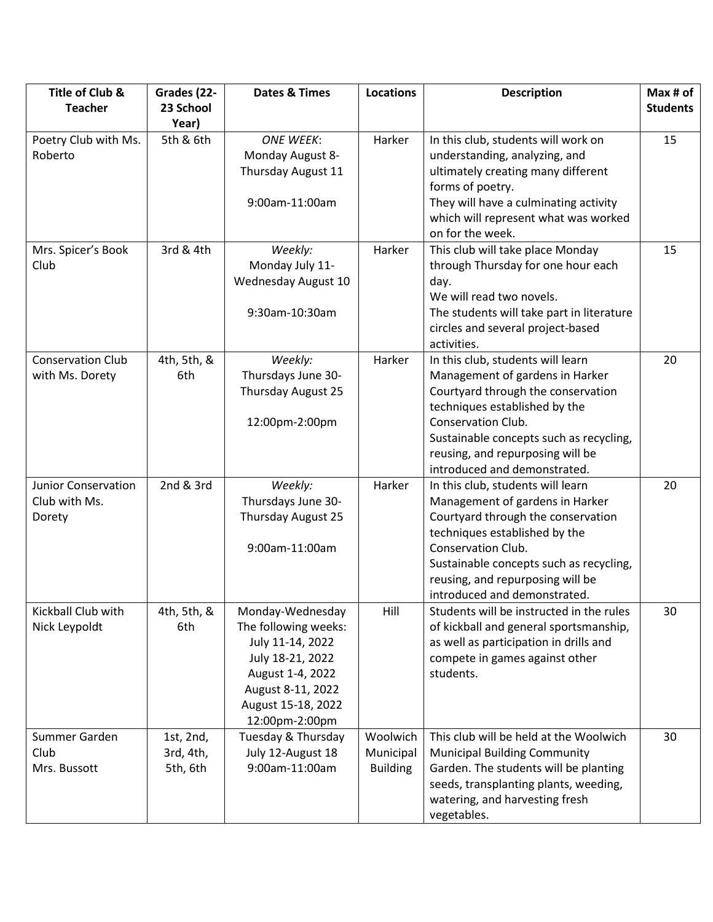| Title of Club & Teacher | Grades (22-23 School Year) | Dates & Times | Locations | Description | Max # of Students |
|---|---|---|---|---|---|
| Poetry Club with Ms. Roberto | 5th & 6th | *ONE WEEK*: Monday August 8-Thursday August 11<br><br>9:00am-11:00am | Harker | In this club, students will work on understanding, analyzing, and ultimately creating many different forms of poetry.<br>They will have a culminating activity which will represent what was worked on for the week. | 15 |
| Mrs. Spicer's Book Club | 3rd & 4th | *Weekly:* Monday July 11-Wednesday August 10<br><br>9:30am-10:30am | Harker | This club will take place Monday through Thursday for one hour each day.<br>We will read two novels.<br>The students will take part in literature circles and several project-based activities. | 15 |
| Conservation Club with Ms. Dorety | 4th, 5th, & 6th | *Weekly:* Thursdays June 30-Thursday August 25<br><br>12:00pm-2:00pm | Harker | In this club, students will learn Management of gardens in Harker Courtyard through the conservation techniques established by the Conservation Club.<br>Sustainable concepts such as recycling, reusing, and repurposing will be introduced and demonstrated. | 20 |
| Junior Conservation Club with Ms. Dorety | 2nd & 3rd | *Weekly:* Thursdays June 30-Thursday August 25<br><br>9:00am-11:00am | Harker | In this club, students will learn Management of gardens in Harker Courtyard through the conservation techniques established by the Conservation Club.<br>Sustainable concepts such as recycling, reusing, and repurposing will be introduced and demonstrated. | 20 |
| Kickball Club with Nick Leypoldt | 4th, 5th, & 6th | Monday-Wednesday The following weeks:<br>July 11-14, 2022<br>July 18-21, 2022<br>August 1-4, 2022<br>August 8-11, 2022<br>August 15-18, 2022<br>12:00pm-2:00pm | Hill | Students will be instructed in the rules of kickball and general sportsmanship, as well as participation in drills and compete in games against other students. | 30 |
| Summer Garden Club Mrs. Bussott | 1st, 2nd, 3rd, 4th, 5th, 6th | Tuesday & Thursday<br>July 12-August 18<br>9:00am-11:00am | Woolwich Municipal Building | This club will be held at the Woolwich Municipal Building Community Garden. The students will be planting seeds, transplanting plants, weeding, watering, and harvesting fresh vegetables. | 30 |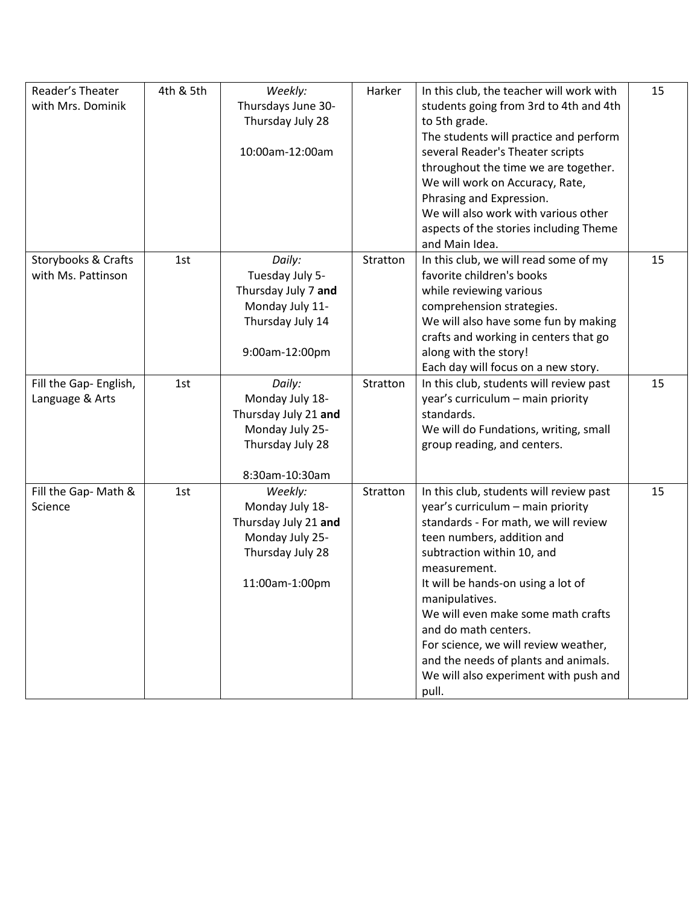| | | | | | |
|---|---|---|---|---|---|
| Reader's Theater with Mrs. Dominik | 4th & 5th | *Weekly:*<br>Thursdays June 30-<br>Thursday July 28<br><br>10:00am-12:00am | Harker | In this club, the teacher will work with students going from 3rd to 4th and 4th to 5th grade.<br>The students will practice and perform several Reader's Theater scripts throughout the time we are together.<br>We will work on Accuracy, Rate, Phrasing and Expression.<br>We will also work with various other aspects of the stories including Theme and Main Idea. | 15 |
| Storybooks & Crafts with Ms. Pattinson | 1st | *Daily:*<br>Tuesday July 5-<br>Thursday July 7 **and**<br>Monday July 11-<br>Thursday July 14<br><br>9:00am-12:00pm | Stratton | In this club, we will read some of my favorite children's books while reviewing various comprehension strategies.<br>We will also have some fun by making crafts and working in centers that go along with the story!<br>Each day will focus on a new story. | 15 |
| Fill the Gap- English, Language & Arts | 1st | *Daily:*<br>Monday July 18-<br>Thursday July 21 **and**<br>Monday July 25-<br>Thursday July 28<br><br>8:30am-10:30am | Stratton | In this club, students will review past year's curriculum – main priority standards.<br>We will do Fundations, writing, small group reading, and centers. | 15 |
| Fill the Gap- Math & Science | 1st | *Weekly:*<br>Monday July 18-<br>Thursday July 21 **and**<br>Monday July 25-<br>Thursday July 28<br><br>11:00am-1:00pm | Stratton | In this club, students will review past year's curriculum – main priority standards - For math, we will review teen numbers, addition and subtraction within 10, and measurement.<br>It will be hands-on using a lot of manipulatives.<br>We will even make some math crafts and do math centers.<br>For science, we will review weather, and the needs of plants and animals.<br>We will also experiment with push and pull. | 15 |